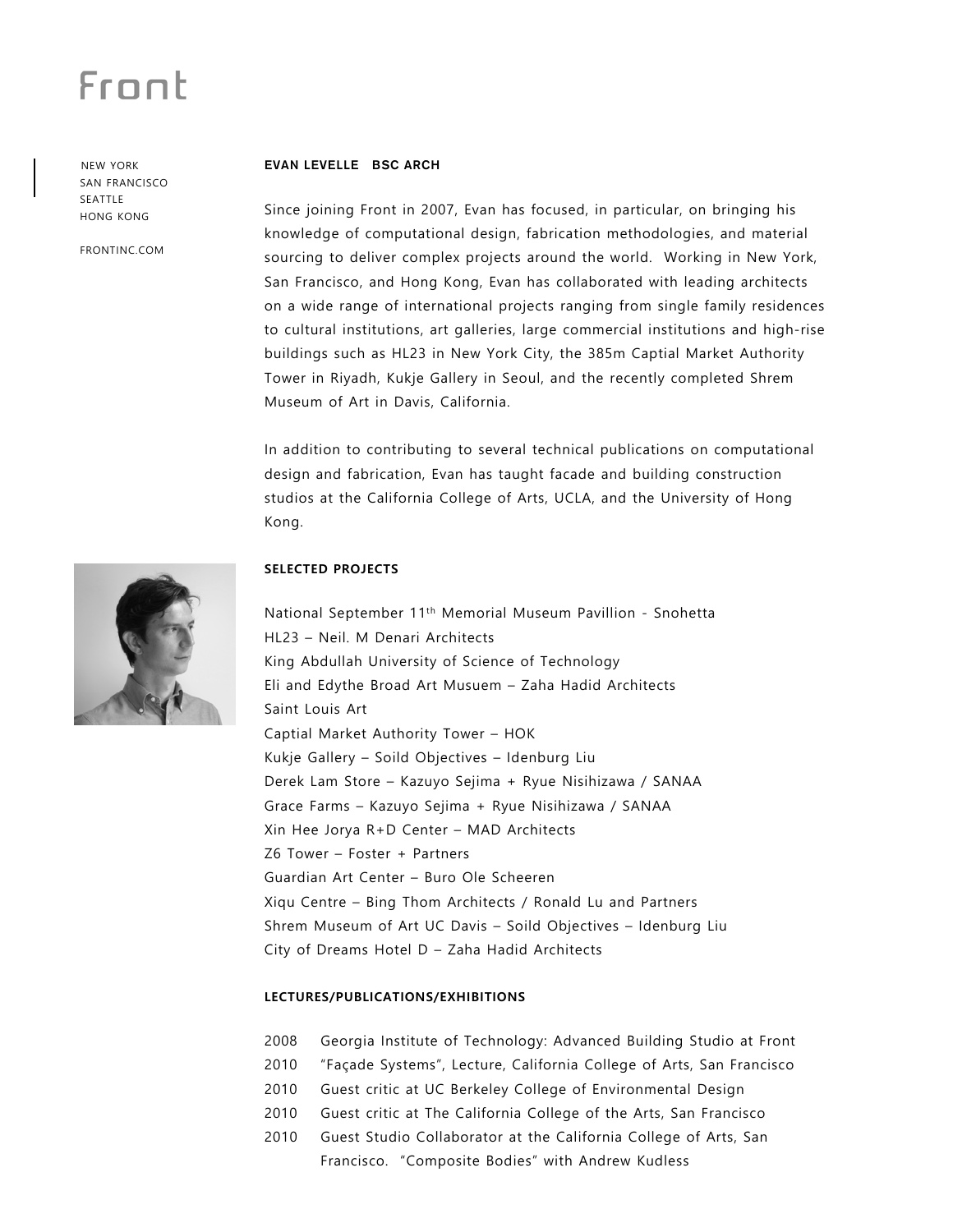Front

NEW YORK
SAN FRANCISCO
SEATTLE
HONG KONG

FRONTINC.COM

**EVAN LEVELLE BSC ARCH**

Since joining Front in 2007, Evan has focused, in particular, on bringing his knowledge of computational design, fabrication methodologies, and material sourcing to deliver complex projects around the world. Working in New York, San Francisco, and Hong Kong, Evan has collaborated with leading architects on a wide range of international projects ranging from single family residences to cultural institutions, art galleries, large commercial institutions and high-rise buildings such as HL23 in New York City, the 385m Captial Market Authority Tower in Riyadh, Kukje Gallery in Seoul, and the recently completed Shrem Museum of Art in Davis, California.

In addition to contributing to several technical publications on computational design and fabrication, Evan has taught facade and building construction studios at the California College of Arts, UCLA, and the University of Hong Kong.

**SELECTED PROJECTS**

National September 11th Memorial Museum Pavillion - Snohetta
HL23 – Neil. M Denari Architects
King Abdullah University of Science of Technology
Eli and Edythe Broad Art Musuem – Zaha Hadid Architects
Saint Louis Art
Captial Market Authority Tower – HOK
Kukje Gallery – Soild Objectives – Idenburg Liu
Derek Lam Store – Kazuyo Sejima + Ryue Nisihizawa / SANAA
Grace Farms – Kazuyo Sejima + Ryue Nisihizawa / SANAA
Xin Hee Jorya R+D Center – MAD Architects
Z6 Tower – Foster + Partners
Guardian Art Center – Buro Ole Scheeren
Xiqu Centre – Bing Thom Architects / Ronald Lu and Partners
Shrem Museum of Art UC Davis – Soild Objectives – Idenburg Liu
City of Dreams Hotel D – Zaha Hadid Architects

**LECTURES/PUBLICATIONS/EXHIBITIONS**

2008 Georgia Institute of Technology: Advanced Building Studio at Front
2010 "Façade Systems", Lecture, California College of Arts, San Francisco
2010 Guest critic at UC Berkeley College of Environmental Design
2010 Guest critic at The California College of the Arts, San Francisco
2010 Guest Studio Collaborator at the California College of Arts, San Francisco. "Composite Bodies" with Andrew Kudless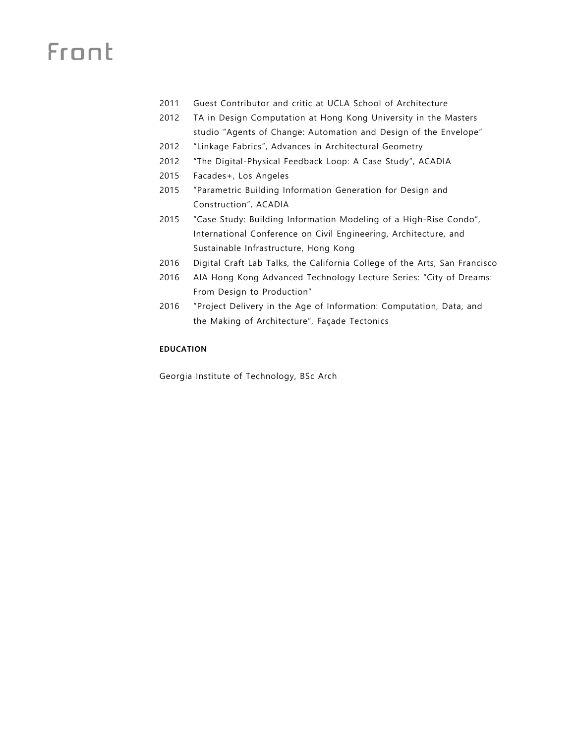2011 Guest Contributor and critic at UCLA School of Architecture

2012 TA in Design Computation at Hong Kong University in the Masters studio "Agents of Change: Automation and Design of the Envelope"

2012 "Linkage Fabrics", Advances in Architectural Geometry

2012 "The Digital-Physical Feedback Loop: A Case Study", ACADIA

2015 Facades+, Los Angeles

2015 "Parametric Building Information Generation for Design and Construction", ACADIA

2015 "Case Study: Building Information Modeling of a High-Rise Condo", International Conference on Civil Engineering, Architecture, and Sustainable Infrastructure, Hong Kong

2016 Digital Craft Lab Talks, the California College of the Arts, San Francisco

2016 AIA Hong Kong Advanced Technology Lecture Series: "City of Dreams: From Design to Production"

2016 "Project Delivery in the Age of Information: Computation, Data, and the Making of Architecture", Façade Tectonics

**EDUCATION**

Georgia Institute of Technology, BSc Arch